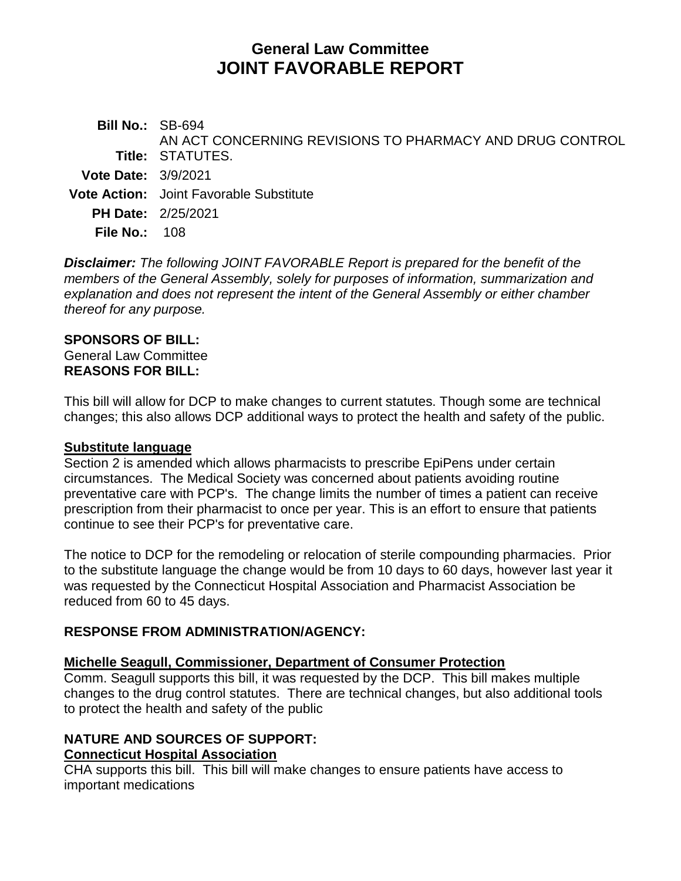# General Law Committee
# JOINT FAVORABLE REPORT

**Bill No.:** SB-694
**Title:** AN ACT CONCERNING REVISIONS TO PHARMACY AND DRUG CONTROL STATUTES.
**Vote Date:** 3/9/2021
**Vote Action:** Joint Favorable Substitute
**PH Date:** 2/25/2021
**File No.:** 108

***Disclaimer:*** *The following JOINT FAVORABLE Report is prepared for the benefit of the members of the General Assembly, solely for purposes of information, summarization and explanation and does not represent the intent of the General Assembly or either chamber thereof for any purpose.*

**SPONSORS OF BILL:**
General Law Committee

**REASONS FOR BILL:**

This bill will allow for DCP to make changes to current statutes. Though some are technical changes; this also allows DCP additional ways to protect the health and safety of the public.

**Substitute language**

Section 2 is amended which allows pharmacists to prescribe EpiPens under certain circumstances. The Medical Society was concerned about patients avoiding routine preventative care with PCP's. The change limits the number of times a patient can receive prescription from their pharmacist to once per year. This is an effort to ensure that patients continue to see their PCP's for preventative care.

The notice to DCP for the remodeling or relocation of sterile compounding pharmacies. Prior to the substitute language the change would be from 10 days to 60 days, however last year it was requested by the Connecticut Hospital Association and Pharmacist Association be reduced from 60 to 45 days.

**RESPONSE FROM ADMINISTRATION/AGENCY:**

**Michelle Seagull, Commissioner, Department of Consumer Protection**

Comm. Seagull supports this bill, it was requested by the DCP. This bill makes multiple changes to the drug control statutes. There are technical changes, but also additional tools to protect the health and safety of the public

**NATURE AND SOURCES OF SUPPORT:**

**Connecticut Hospital Association**

CHA supports this bill. This bill will make changes to ensure patients have access to important medications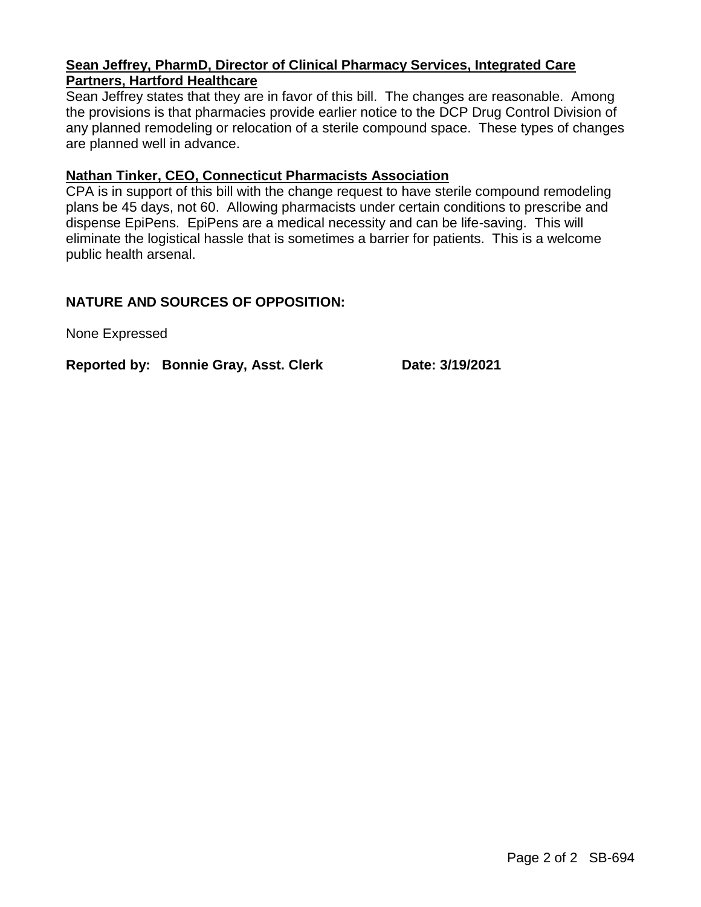**Sean Jeffrey, PharmD, Director of Clinical Pharmacy Services, Integrated Care Partners, Hartford Healthcare**

Sean Jeffrey states that they are in favor of this bill. The changes are reasonable. Among the provisions is that pharmacies provide earlier notice to the DCP Drug Control Division of any planned remodeling or relocation of a sterile compound space. These types of changes are planned well in advance.

**Nathan Tinker, CEO, Connecticut Pharmacists Association**

CPA is in support of this bill with the change request to have sterile compound remodeling plans be 45 days, not 60. Allowing pharmacists under certain conditions to prescribe and dispense EpiPens. EpiPens are a medical necessity and can be life-saving. This will eliminate the logistical hassle that is sometimes a barrier for patients. This is a welcome public health arsenal.

## NATURE AND SOURCES OF OPPOSITION:

None Expressed

**Reported by: Bonnie Gray, Asst. Clerk** **Date: 3/19/2021**